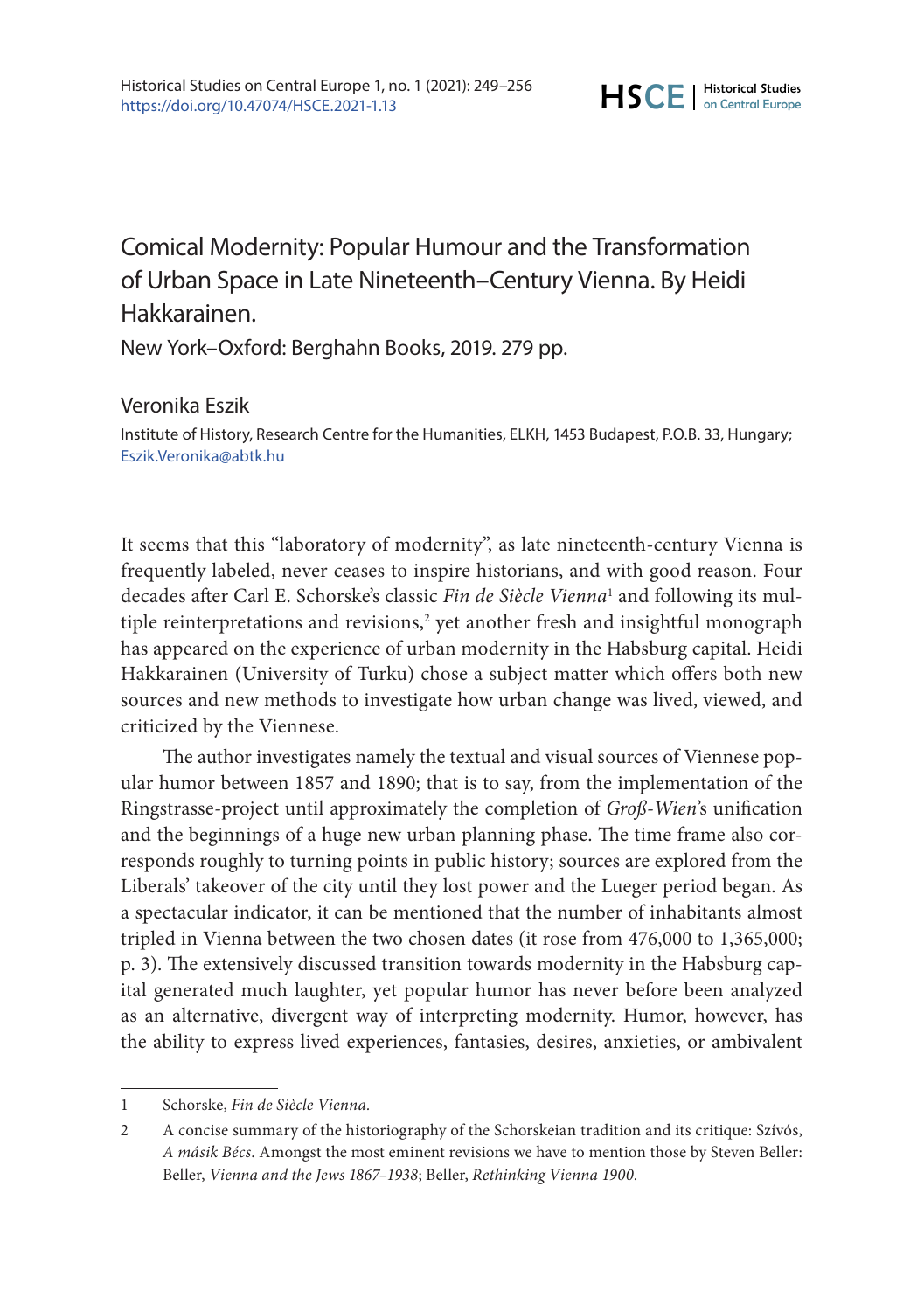# Comical Modernity: Popular Humour and the Transformation of Urban Space in Late Nineteenth–Century Vienna. By Heidi Hakkarainen.

New York–Oxford: Berghahn Books, 2019. 279 pp.

Veronika Eszik

Institute of History, Research Centre for the Humanities, ELKH, 1453 Budapest, P.O.B. 33, Hungary; Eszik.Veronika@abtk.hu

It seems that this "laboratory of modernity", as late nineteenth-century Vienna is frequently labeled, never ceases to inspire historians, and with good reason. Four decades after Carl E. Schorske's classic *Fin de Siècle Vienna*[1] and following its multiple reinterpretations and revisions,[2] yet another fresh and insightful monograph has appeared on the experience of urban modernity in the Habsburg capital. Heidi Hakkarainen (University of Turku) chose a subject matter which offers both new sources and new methods to investigate how urban change was lived, viewed, and criticized by the Viennese.

The author investigates namely the textual and visual sources of Viennese popular humor between 1857 and 1890; that is to say, from the implementation of the Ringstrasse-project until approximately the completion of *Groß-Wien*'s unification and the beginnings of a huge new urban planning phase. The time frame also corresponds roughly to turning points in public history; sources are explored from the Liberals' takeover of the city until they lost power and the Lueger period began. As a spectacular indicator, it can be mentioned that the number of inhabitants almost tripled in Vienna between the two chosen dates (it rose from 476,000 to 1,365,000; p. 3). The extensively discussed transition towards modernity in the Habsburg capital generated much laughter, yet popular humor has never before been analyzed as an alternative, divergent way of interpreting modernity. Humor, however, has the ability to express lived experiences, fantasies, desires, anxieties, or ambivalent

---

1 Schorske, *Fin de Siècle Vienna.*

2 A concise summary of the historiography of the Schorskeian tradition and its critique: Szívós, *A másik Bécs.* Amongst the most eminent revisions we have to mention those by Steven Beller: Beller, *Vienna and the Jews 1867–1938*; Beller, *Rethinking Vienna 1900.*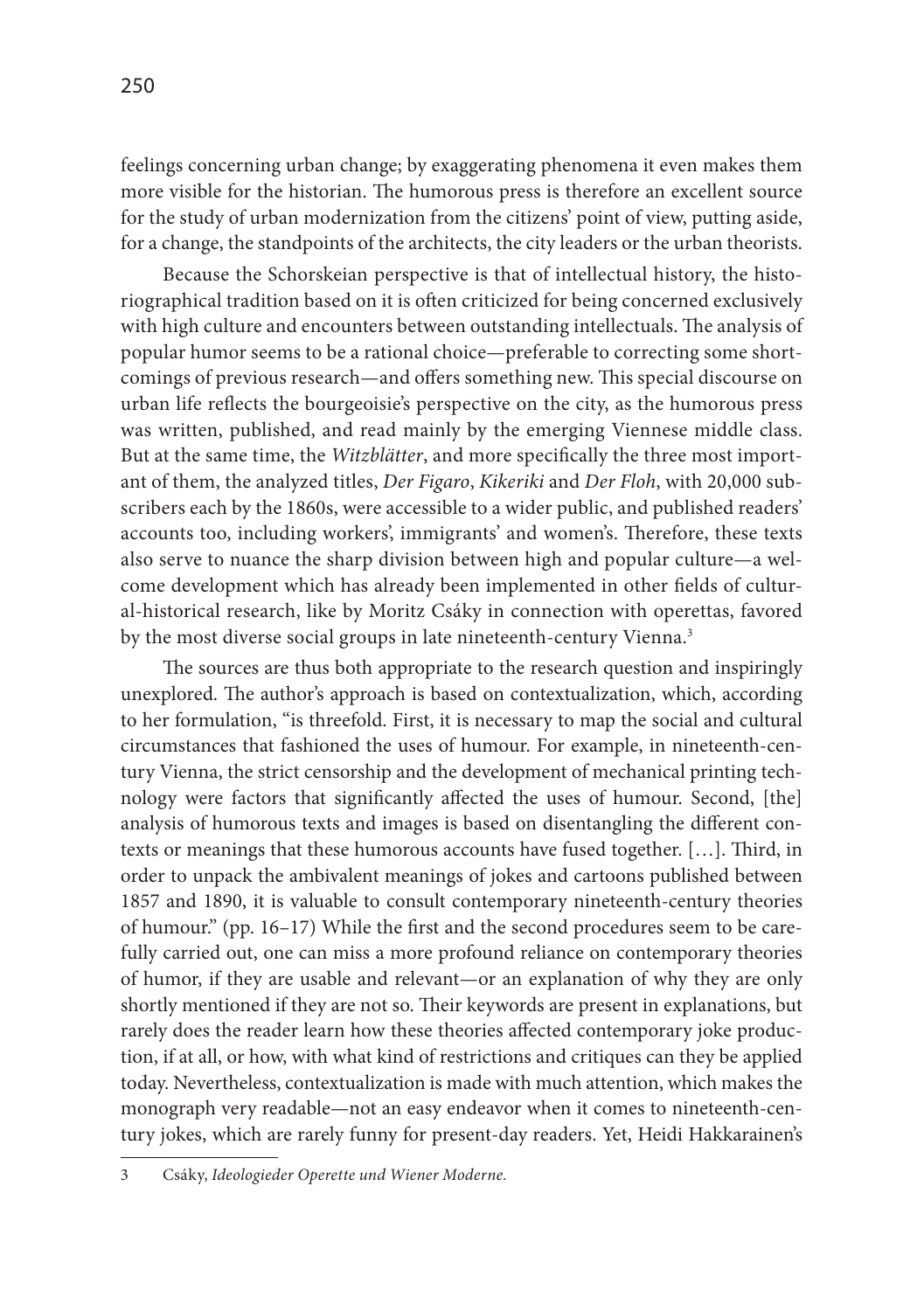feelings concerning urban change; by exaggerating phenomena it even makes them more visible for the historian. The humorous press is therefore an excellent source for the study of urban modernization from the citizens' point of view, putting aside, for a change, the standpoints of the architects, the city leaders or the urban theorists.

Because the Schorskeian perspective is that of intellectual history, the historiographical tradition based on it is often criticized for being concerned exclusively with high culture and encounters between outstanding intellectuals. The analysis of popular humor seems to be a rational choice—preferable to correcting some shortcomings of previous research—and offers something new. This special discourse on urban life reflects the bourgeoisie's perspective on the city, as the humorous press was written, published, and read mainly by the emerging Viennese middle class. But at the same time, the *Witzblätter*, and more specifically the three most important of them, the analyzed titles, *Der Figaro*, *Kikeriki* and *Der Floh*, with 20,000 subscribers each by the 1860s, were accessible to a wider public, and published readers' accounts too, including workers', immigrants' and women's. Therefore, these texts also serve to nuance the sharp division between high and popular culture—a welcome development which has already been implemented in other fields of cultural-historical research, like by Moritz Csáky in connection with operettas, favored by the most diverse social groups in late nineteenth-century Vienna.[3]

The sources are thus both appropriate to the research question and inspiringly unexplored. The author's approach is based on contextualization, which, according to her formulation, "is threefold. First, it is necessary to map the social and cultural circumstances that fashioned the uses of humour. For example, in nineteenth-century Vienna, the strict censorship and the development of mechanical printing technology were factors that significantly affected the uses of humour. Second, [the] analysis of humorous texts and images is based on disentangling the different contexts or meanings that these humorous accounts have fused together. […]. Third, in order to unpack the ambivalent meanings of jokes and cartoons published between 1857 and 1890, it is valuable to consult contemporary nineteenth-century theories of humour." (pp. 16–17) While the first and the second procedures seem to be carefully carried out, one can miss a more profound reliance on contemporary theories of humor, if they are usable and relevant—or an explanation of why they are only shortly mentioned if they are not so. Their keywords are present in explanations, but rarely does the reader learn how these theories affected contemporary joke production, if at all, or how, with what kind of restrictions and critiques can they be applied today. Nevertheless, contextualization is made with much attention, which makes the monograph very readable—not an easy endeavor when it comes to nineteenth-century jokes, which are rarely funny for present-day readers. Yet, Heidi Hakkarainen's

3 Csáky, *Ideologieder Operette und Wiener Moderne.*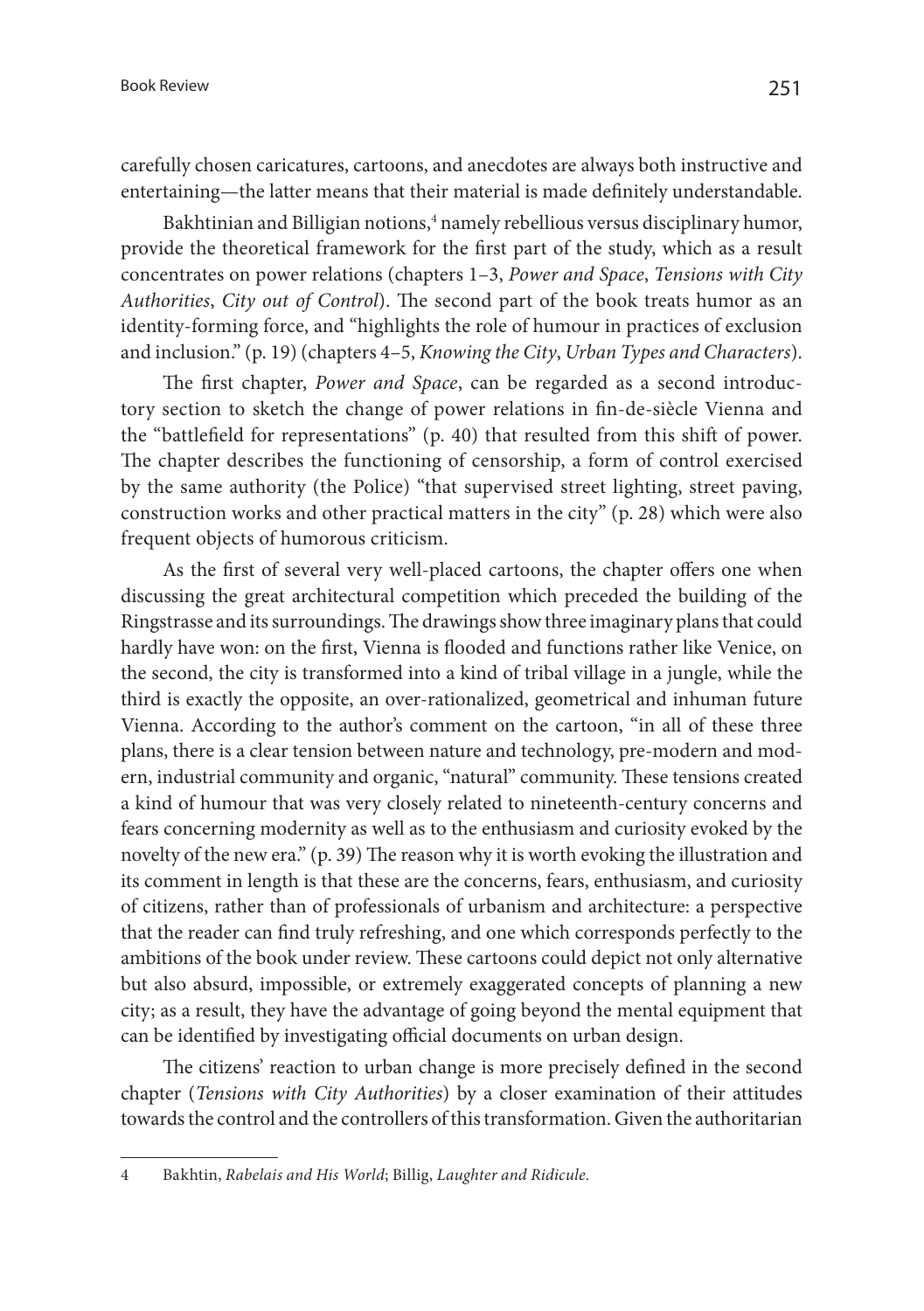carefully chosen caricatures, cartoons, and anecdotes are always both instructive and entertaining—the latter means that their material is made definitely understandable.

Bakhtinian and Billigian notions,[4] namely rebellious versus disciplinary humor, provide the theoretical framework for the first part of the study, which as a result concentrates on power relations (chapters 1–3, *Power and Space*, *Tensions with City Authorities*, *City out of Control*). The second part of the book treats humor as an identity-forming force, and "highlights the role of humour in practices of exclusion and inclusion." (p. 19) (chapters 4–5, *Knowing the City*, *Urban Types and Characters*).

The first chapter, *Power and Space*, can be regarded as a second introductory section to sketch the change of power relations in fin-de-siècle Vienna and the "battlefield for representations" (p. 40) that resulted from this shift of power. The chapter describes the functioning of censorship, a form of control exercised by the same authority (the Police) "that supervised street lighting, street paving, construction works and other practical matters in the city" (p. 28) which were also frequent objects of humorous criticism.

As the first of several very well-placed cartoons, the chapter offers one when discussing the great architectural competition which preceded the building of the Ringstrasse and its surroundings. The drawings show three imaginary plans that could hardly have won: on the first, Vienna is flooded and functions rather like Venice, on the second, the city is transformed into a kind of tribal village in a jungle, while the third is exactly the opposite, an over-rationalized, geometrical and inhuman future Vienna. According to the author's comment on the cartoon, "in all of these three plans, there is a clear tension between nature and technology, pre-modern and modern, industrial community and organic, "natural" community. These tensions created a kind of humour that was very closely related to nineteenth-century concerns and fears concerning modernity as well as to the enthusiasm and curiosity evoked by the novelty of the new era." (p. 39) The reason why it is worth evoking the illustration and its comment in length is that these are the concerns, fears, enthusiasm, and curiosity of citizens, rather than of professionals of urbanism and architecture: a perspective that the reader can find truly refreshing, and one which corresponds perfectly to the ambitions of the book under review. These cartoons could depict not only alternative but also absurd, impossible, or extremely exaggerated concepts of planning a new city; as a result, they have the advantage of going beyond the mental equipment that can be identified by investigating official documents on urban design.

The citizens' reaction to urban change is more precisely defined in the second chapter (*Tensions with City Authorities*) by a closer examination of their attitudes towards the control and the controllers of this transformation. Given the authoritarian

---

4 Bakhtin, *Rabelais and His World*; Billig, *Laughter and Ridicule.*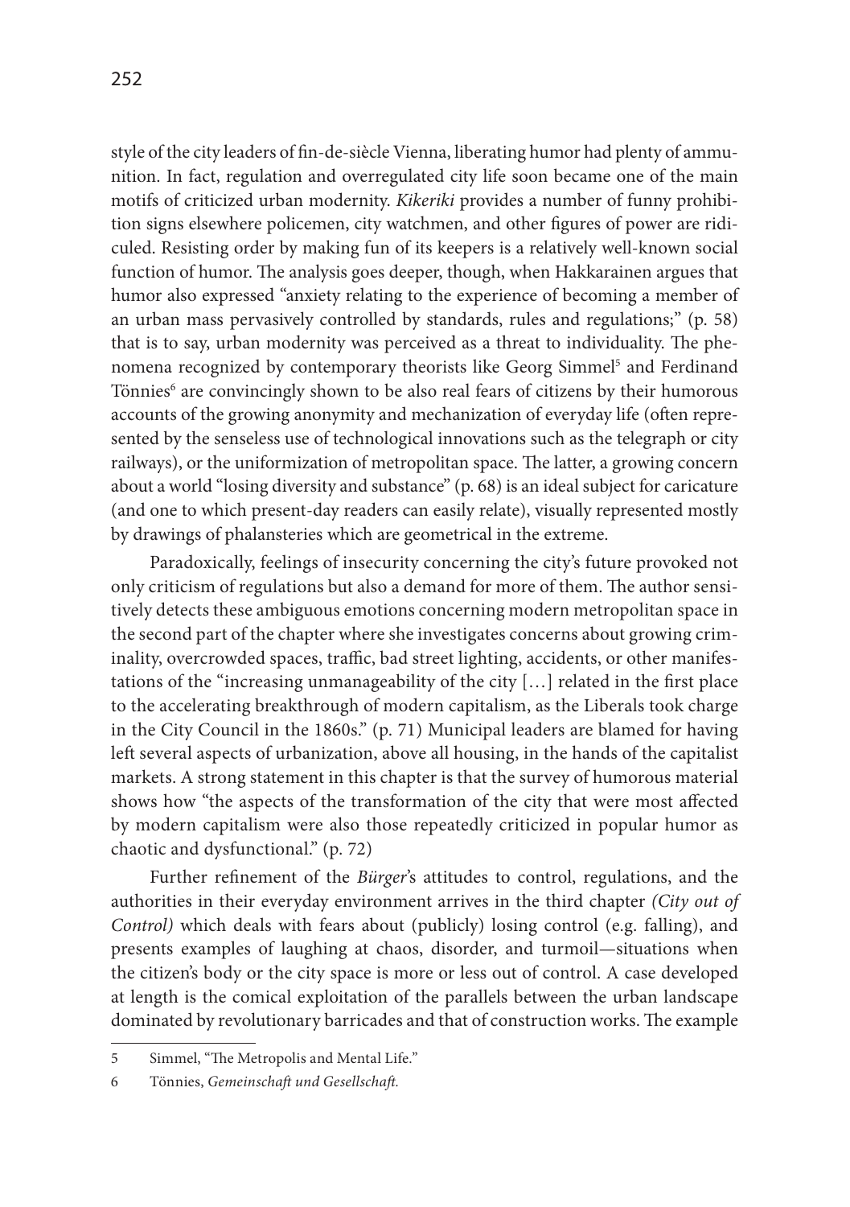style of the city leaders of fin-de-siècle Vienna, liberating humor had plenty of ammunition. In fact, regulation and overregulated city life soon became one of the main motifs of criticized urban modernity. *Kikeriki* provides a number of funny prohibition signs elsewhere policemen, city watchmen, and other figures of power are ridiculed. Resisting order by making fun of its keepers is a relatively well-known social function of humor. The analysis goes deeper, though, when Hakkarainen argues that humor also expressed "anxiety relating to the experience of becoming a member of an urban mass pervasively controlled by standards, rules and regulations;" (p. 58) that is to say, urban modernity was perceived as a threat to individuality. The phenomena recognized by contemporary theorists like Georg Simmel[5] and Ferdinand Tönnies[6] are convincingly shown to be also real fears of citizens by their humorous accounts of the growing anonymity and mechanization of everyday life (often represented by the senseless use of technological innovations such as the telegraph or city railways), or the uniformization of metropolitan space. The latter, a growing concern about a world "losing diversity and substance" (p. 68) is an ideal subject for caricature (and one to which present-day readers can easily relate), visually represented mostly by drawings of phalansteries which are geometrical in the extreme.

Paradoxically, feelings of insecurity concerning the city's future provoked not only criticism of regulations but also a demand for more of them. The author sensitively detects these ambiguous emotions concerning modern metropolitan space in the second part of the chapter where she investigates concerns about growing criminality, overcrowded spaces, traffic, bad street lighting, accidents, or other manifestations of the "increasing unmanageability of the city […] related in the first place to the accelerating breakthrough of modern capitalism, as the Liberals took charge in the City Council in the 1860s." (p. 71) Municipal leaders are blamed for having left several aspects of urbanization, above all housing, in the hands of the capitalist markets. A strong statement in this chapter is that the survey of humorous material shows how "the aspects of the transformation of the city that were most affected by modern capitalism were also those repeatedly criticized in popular humor as chaotic and dysfunctional." (p. 72)

Further refinement of the *Bürger*'s attitudes to control, regulations, and the authorities in their everyday environment arrives in the third chapter *(City out of Control)* which deals with fears about (publicly) losing control (e.g. falling), and presents examples of laughing at chaos, disorder, and turmoil—situations when the citizen's body or the city space is more or less out of control. A case developed at length is the comical exploitation of the parallels between the urban landscape dominated by revolutionary barricades and that of construction works. The example

5 Simmel, "The Metropolis and Mental Life."

6 Tönnies, *Gemeinschaft und Gesellschaft.*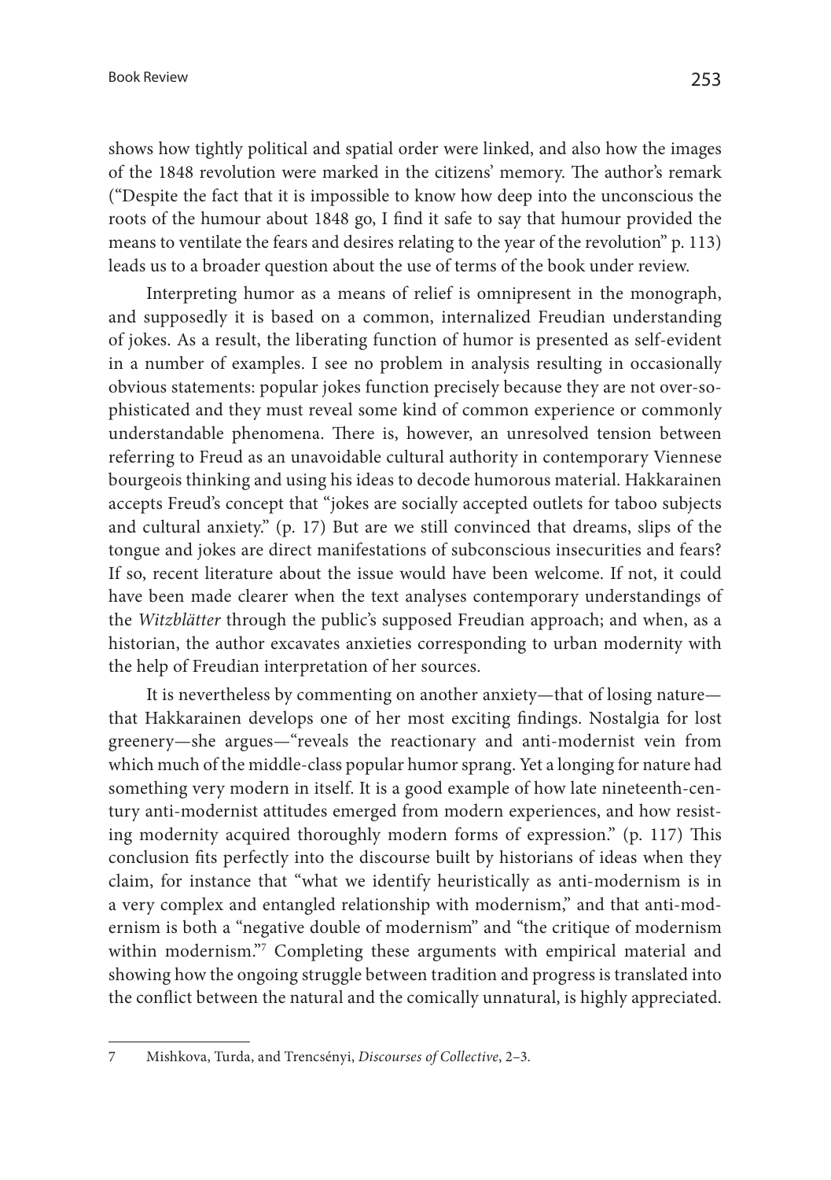shows how tightly political and spatial order were linked, and also how the images of the 1848 revolution were marked in the citizens' memory. The author's remark ("Despite the fact that it is impossible to know how deep into the unconscious the roots of the humour about 1848 go, I find it safe to say that humour provided the means to ventilate the fears and desires relating to the year of the revolution" p. 113) leads us to a broader question about the use of terms of the book under review.

Interpreting humor as a means of relief is omnipresent in the monograph, and supposedly it is based on a common, internalized Freudian understanding of jokes. As a result, the liberating function of humor is presented as self-evident in a number of examples. I see no problem in analysis resulting in occasionally obvious statements: popular jokes function precisely because they are not over-sophisticated and they must reveal some kind of common experience or commonly understandable phenomena. There is, however, an unresolved tension between referring to Freud as an unavoidable cultural authority in contemporary Viennese bourgeois thinking and using his ideas to decode humorous material. Hakkarainen accepts Freud's concept that "jokes are socially accepted outlets for taboo subjects and cultural anxiety." (p. 17) But are we still convinced that dreams, slips of the tongue and jokes are direct manifestations of subconscious insecurities and fears? If so, recent literature about the issue would have been welcome. If not, it could have been made clearer when the text analyses contemporary understandings of the *Witzblätter* through the public's supposed Freudian approach; and when, as a historian, the author excavates anxieties corresponding to urban modernity with the help of Freudian interpretation of her sources.

It is nevertheless by commenting on another anxiety—that of losing nature—that Hakkarainen develops one of her most exciting findings. Nostalgia for lost greenery—she argues—"reveals the reactionary and anti-modernist vein from which much of the middle-class popular humor sprang. Yet a longing for nature had something very modern in itself. It is a good example of how late nineteenth-century anti-modernist attitudes emerged from modern experiences, and how resisting modernity acquired thoroughly modern forms of expression." (p. 117) This conclusion fits perfectly into the discourse built by historians of ideas when they claim, for instance that "what we identify heuristically as anti-modernism is in a very complex and entangled relationship with modernism," and that anti-modernism is both a "negative double of modernism" and "the critique of modernism within modernism."[7] Completing these arguments with empirical material and showing how the ongoing struggle between tradition and progress is translated into the conflict between the natural and the comically unnatural, is highly appreciated.

---

7 Mishkova, Turda, and Trencsényi, *Discourses of Collective*, 2–3.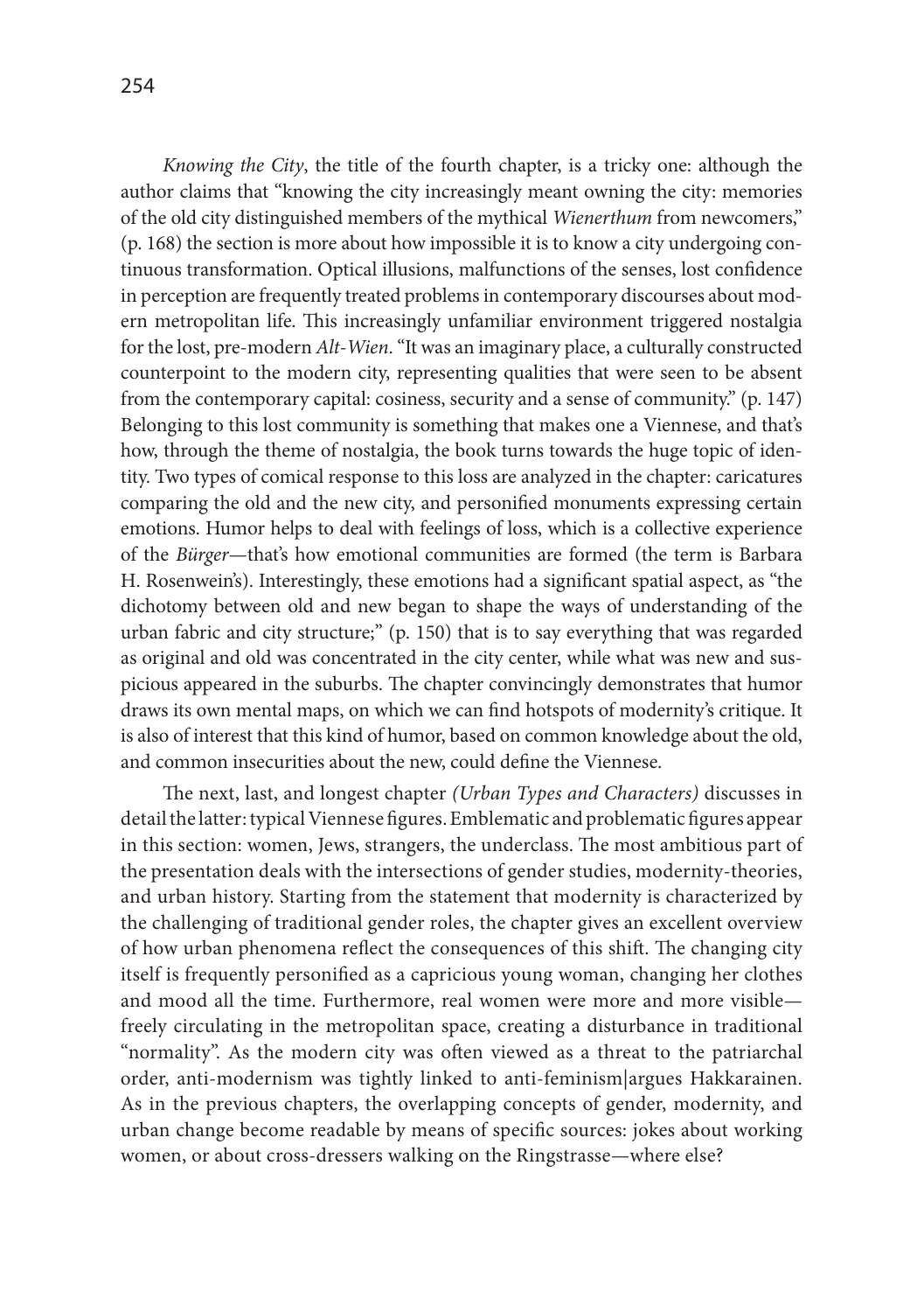*Knowing the City*, the title of the fourth chapter, is a tricky one: although the author claims that "knowing the city increasingly meant owning the city: memories of the old city distinguished members of the mythical *Wienerthum* from newcomers," (p. 168) the section is more about how impossible it is to know a city undergoing continuous transformation. Optical illusions, malfunctions of the senses, lost confidence in perception are frequently treated problems in contemporary discourses about modern metropolitan life. This increasingly unfamiliar environment triggered nostalgia for the lost, pre-modern *Alt-Wien*. "It was an imaginary place, a culturally constructed counterpoint to the modern city, representing qualities that were seen to be absent from the contemporary capital: cosiness, security and a sense of community." (p. 147) Belonging to this lost community is something that makes one a Viennese, and that's how, through the theme of nostalgia, the book turns towards the huge topic of identity. Two types of comical response to this loss are analyzed in the chapter: caricatures comparing the old and the new city, and personified monuments expressing certain emotions. Humor helps to deal with feelings of loss, which is a collective experience of the *Bürger*—that's how emotional communities are formed (the term is Barbara H. Rosenwein's). Interestingly, these emotions had a significant spatial aspect, as "the dichotomy between old and new began to shape the ways of understanding of the urban fabric and city structure;" (p. 150) that is to say everything that was regarded as original and old was concentrated in the city center, while what was new and suspicious appeared in the suburbs. The chapter convincingly demonstrates that humor draws its own mental maps, on which we can find hotspots of modernity's critique. It is also of interest that this kind of humor, based on common knowledge about the old, and common insecurities about the new, could define the Viennese.

The next, last, and longest chapter *(Urban Types and Characters)* discusses in detail the latter: typical Viennese figures. Emblematic and problematic figures appear in this section: women, Jews, strangers, the underclass. The most ambitious part of the presentation deals with the intersections of gender studies, modernity-theories, and urban history. Starting from the statement that modernity is characterized by the challenging of traditional gender roles, the chapter gives an excellent overview of how urban phenomena reflect the consequences of this shift. The changing city itself is frequently personified as a capricious young woman, changing her clothes and mood all the time. Furthermore, real women were more and more visible—freely circulating in the metropolitan space, creating a disturbance in traditional "normality". As the modern city was often viewed as a threat to the patriarchal order, anti-modernism was tightly linked to anti-feminism|argues Hakkarainen. As in the previous chapters, the overlapping concepts of gender, modernity, and urban change become readable by means of specific sources: jokes about working women, or about cross-dressers walking on the Ringstrasse—where else?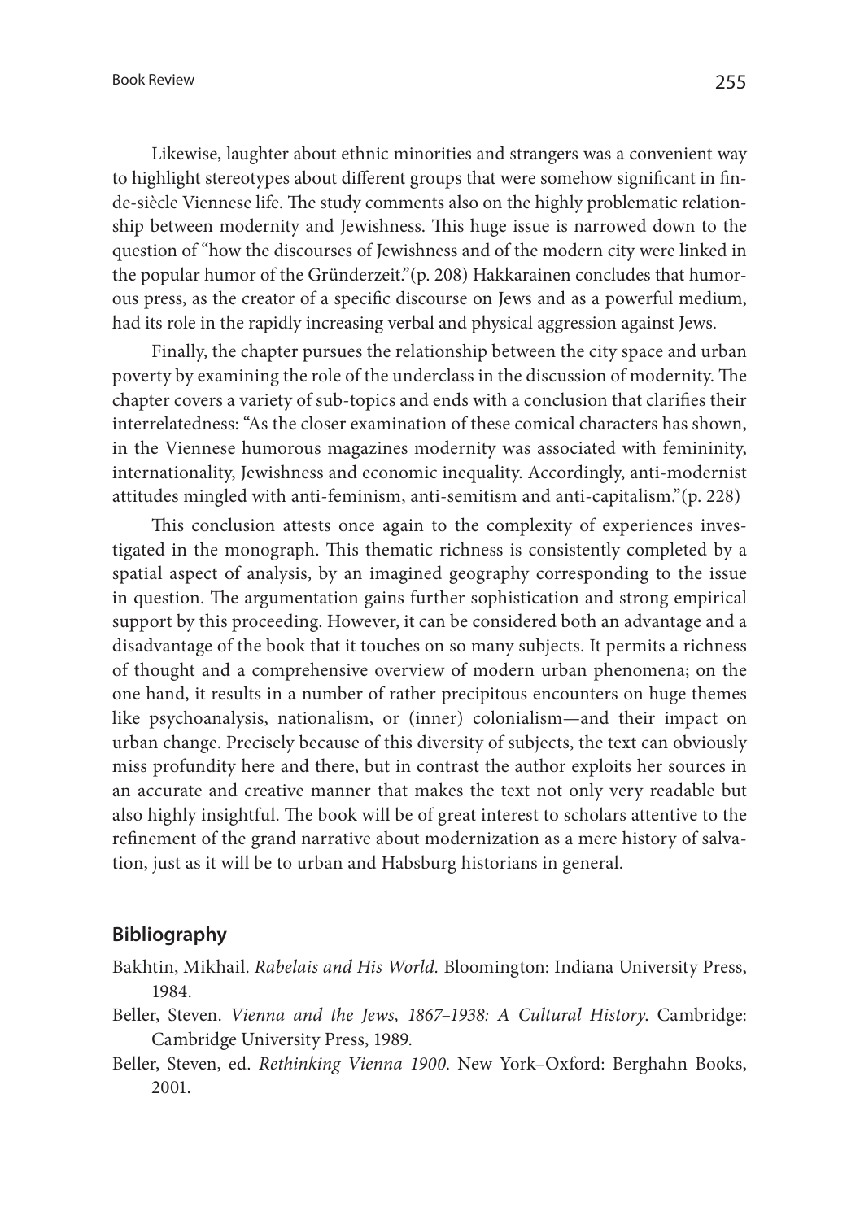Likewise, laughter about ethnic minorities and strangers was a convenient way to highlight stereotypes about different groups that were somehow significant in fin-de-siècle Viennese life. The study comments also on the highly problematic relationship between modernity and Jewishness. This huge issue is narrowed down to the question of "how the discourses of Jewishness and of the modern city were linked in the popular humor of the Gründerzeit."(p. 208) Hakkarainen concludes that humorous press, as the creator of a specific discourse on Jews and as a powerful medium, had its role in the rapidly increasing verbal and physical aggression against Jews.

Finally, the chapter pursues the relationship between the city space and urban poverty by examining the role of the underclass in the discussion of modernity. The chapter covers a variety of sub-topics and ends with a conclusion that clarifies their interrelatedness: "As the closer examination of these comical characters has shown, in the Viennese humorous magazines modernity was associated with femininity, internationality, Jewishness and economic inequality. Accordingly, anti-modernist attitudes mingled with anti-feminism, anti-semitism and anti-capitalism."(p. 228)

This conclusion attests once again to the complexity of experiences investigated in the monograph. This thematic richness is consistently completed by a spatial aspect of analysis, by an imagined geography corresponding to the issue in question. The argumentation gains further sophistication and strong empirical support by this proceeding. However, it can be considered both an advantage and a disadvantage of the book that it touches on so many subjects. It permits a richness of thought and a comprehensive overview of modern urban phenomena; on the one hand, it results in a number of rather precipitous encounters on huge themes like psychoanalysis, nationalism, or (inner) colonialism—and their impact on urban change. Precisely because of this diversity of subjects, the text can obviously miss profundity here and there, but in contrast the author exploits her sources in an accurate and creative manner that makes the text not only very readable but also highly insightful. The book will be of great interest to scholars attentive to the refinement of the grand narrative about modernization as a mere history of salvation, just as it will be to urban and Habsburg historians in general.

## Bibliography

Bakhtin, Mikhail. *Rabelais and His World.* Bloomington: Indiana University Press, 1984.

Beller, Steven. *Vienna and the Jews, 1867–1938: A Cultural History*. Cambridge: Cambridge University Press, 1989.

Beller, Steven, ed. *Rethinking Vienna 1900*. New York–Oxford: Berghahn Books, 2001.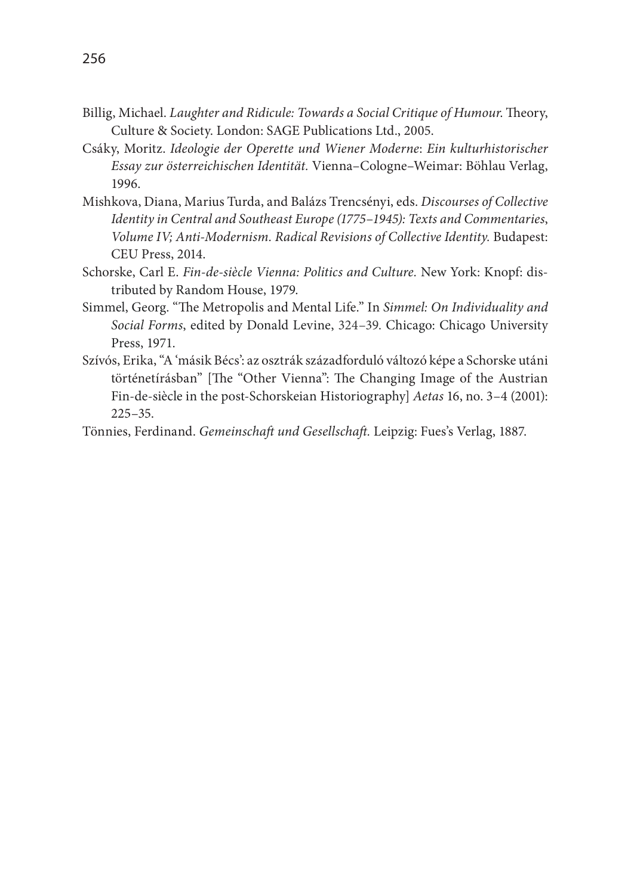Billig, Michael. *Laughter and Ridicule: Towards a Social Critique of Humour*. Theory, Culture & Society. London: SAGE Publications Ltd., 2005.

Csáky, Moritz. *Ideologie der Operette und Wiener Moderne*: *Ein kulturhistorischer Essay zur österreichischen Identität*. Vienna–Cologne–Weimar: Böhlau Verlag, 1996.

Mishkova, Diana, Marius Turda, and Balázs Trencsényi, eds. *Discourses of Collective Identity in Central and Southeast Europe (1775–1945): Texts and Commentaries*, *Volume IV; Anti-Modernism. Radical Revisions of Collective Identity*. Budapest: CEU Press, 2014.

Schorske, Carl E. *Fin-de-siècle Vienna: Politics and Culture*. New York: Knopf: distributed by Random House, 1979.

Simmel, Georg. "The Metropolis and Mental Life." In *Simmel: On Individuality and Social Forms*, edited by Donald Levine, 324–39. Chicago: Chicago University Press, 1971.

Szívós, Erika, "A 'másik Bécs': az osztrák századforduló változó képe a Schorske utáni történetírásban" [The "Other Vienna": The Changing Image of the Austrian Fin-de-siècle in the post-Schorskeian Historiography] *Aetas* 16, no. 3–4 (2001): 225–35.

Tönnies, Ferdinand. *Gemeinschaft und Gesellschaft*. Leipzig: Fues's Verlag, 1887.